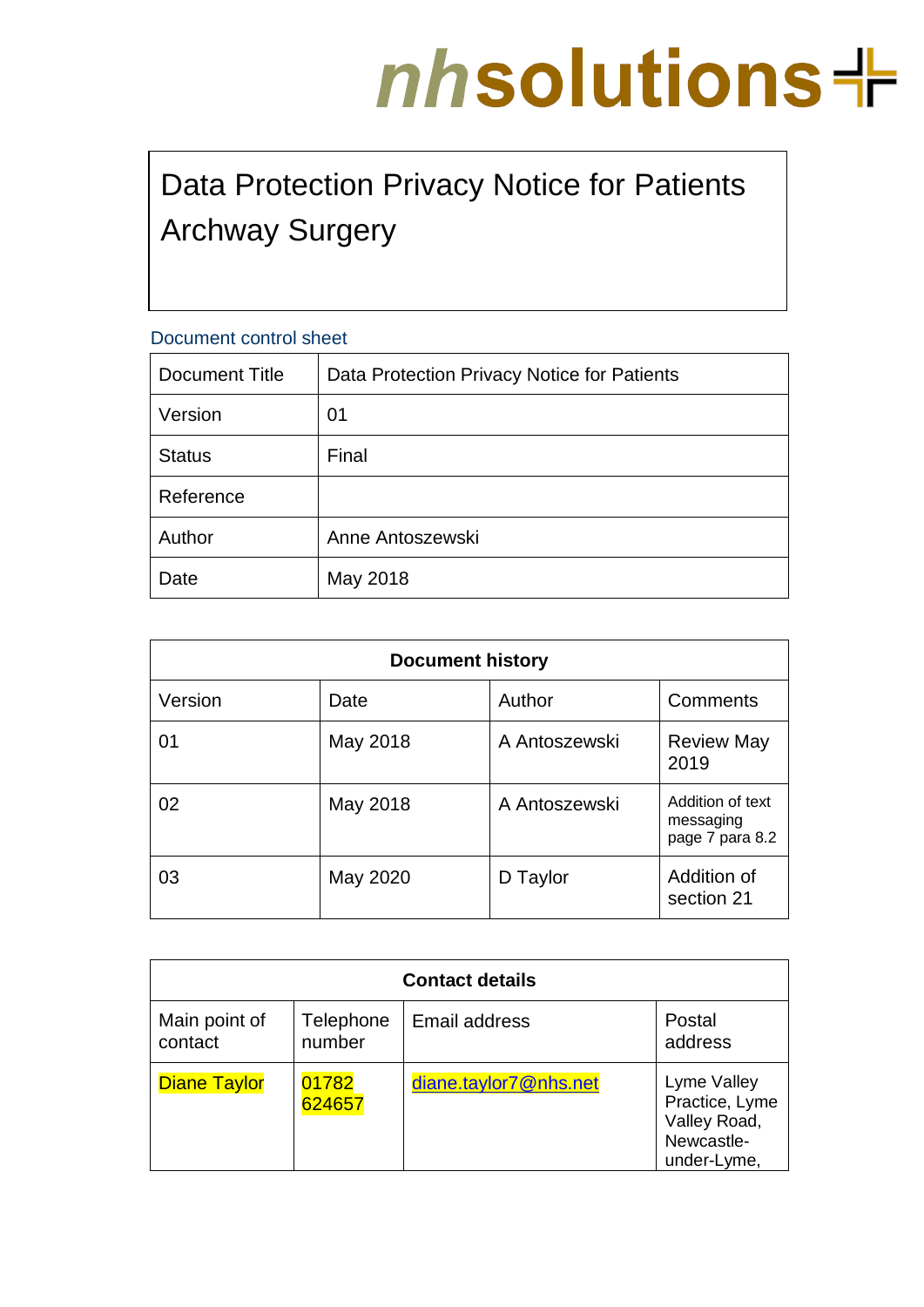nhsolutions

# Data Protection Privacy Notice for Patients Archway Surgery

Document control sheet

| Document Title | Data Protection Privacy Notice for Patients |
|---|---|
| Version | 01 |
| Status | Final |
| Reference | |
| Author | Anne Antoszewski |
| Date | May 2018 |

| Document history | | | |
|---|---|---|---|
| Version | Date | Author | Comments |
| 01 | May 2018 | A Antoszewski | Review May 2019 |
| 02 | May 2018 | A Antoszewski | Addition of text messaging page 7 para 8.2 |
| 03 | May 2020 | D Taylor | Addition of section 21 |

| Contact details | | | |
|---|---|---|---|
| Main point of contact | Telephone number | Email address | Postal address |
| Diane Taylor | 01782 624657 | diane.taylor7@nhs.net | Lyme Valley Practice, Lyme Valley Road, Newcastle-under-Lyme, |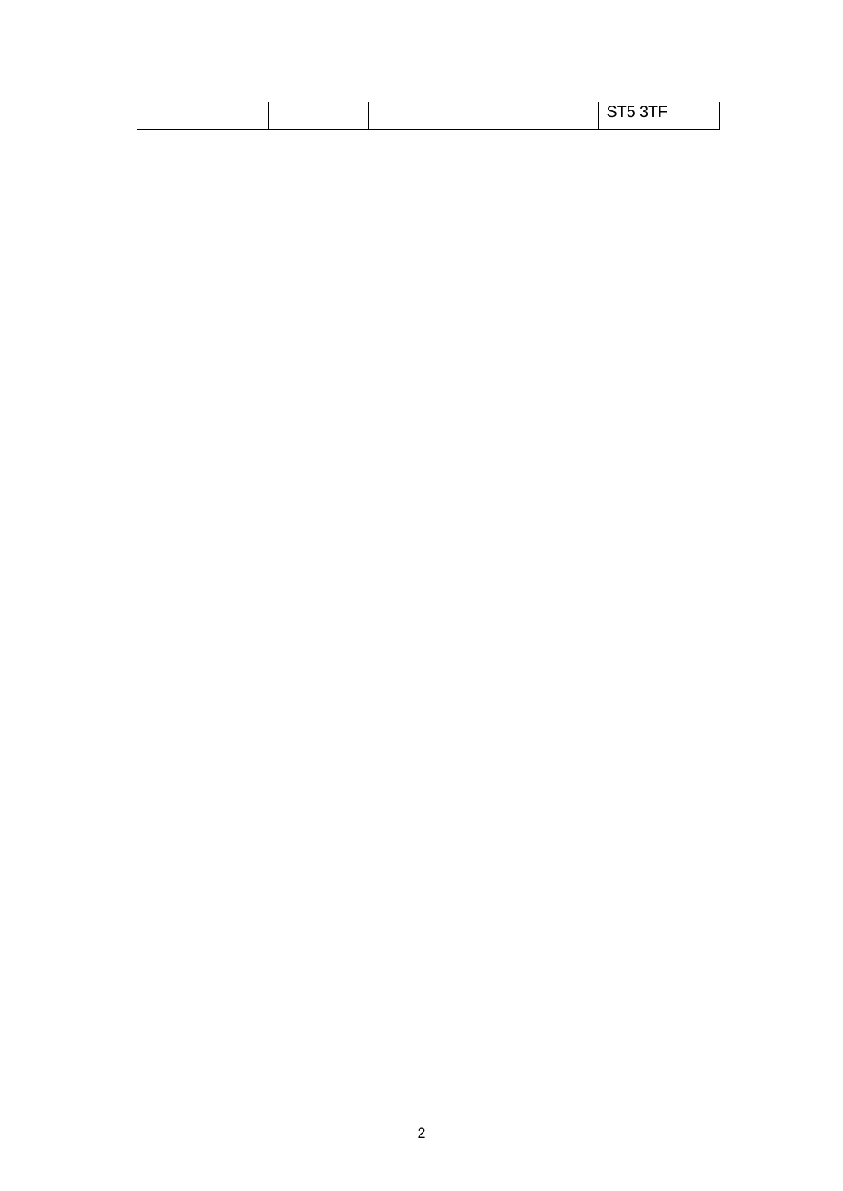| | | | |
|---|---|---|---|
| | | | ST5 3TF |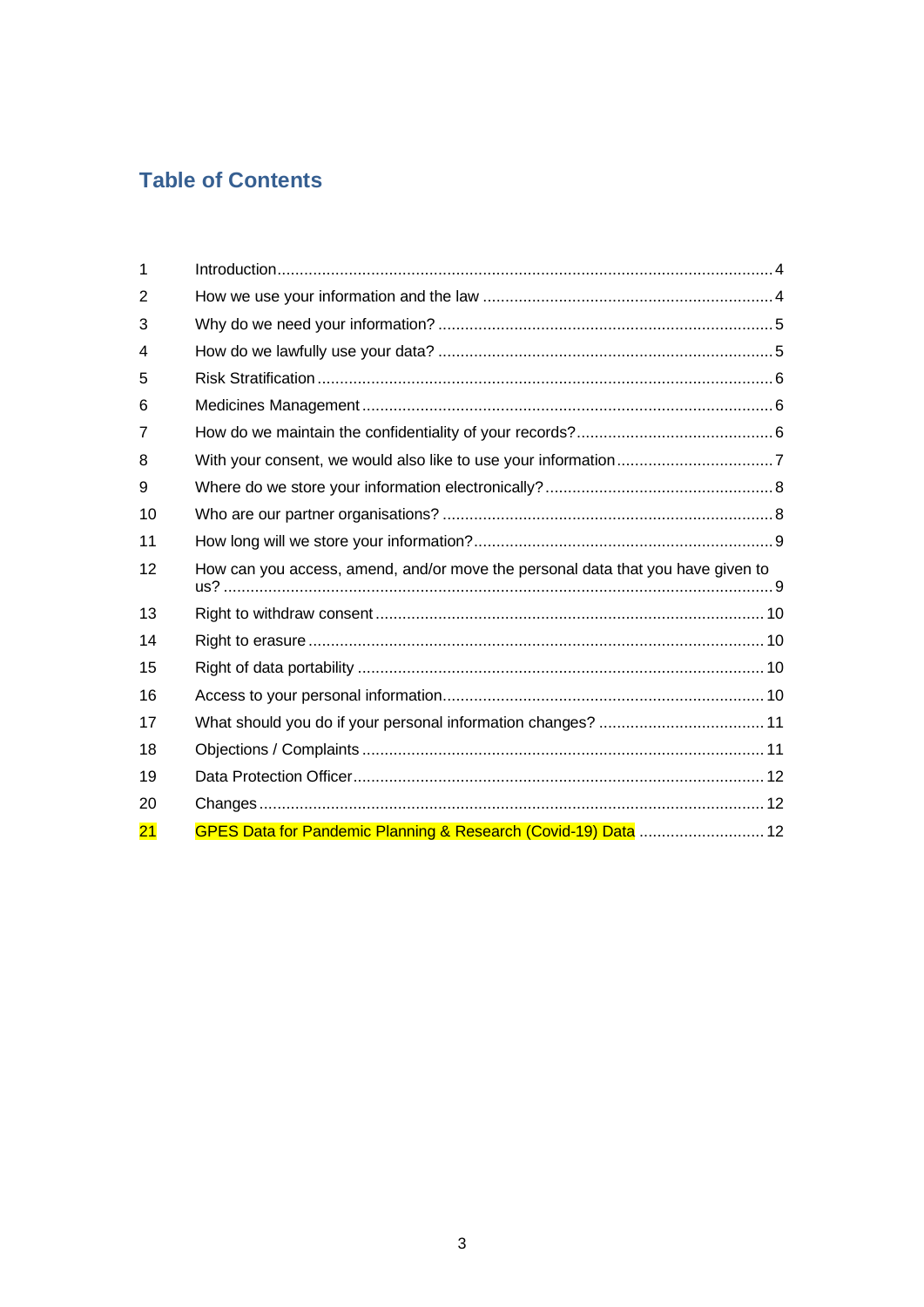## Table of Contents

| | | |
|---|---|---|
| 1 | Introduction | 4 |
| 2 | How we use your information and the law | 4 |
| 3 | Why do we need your information? | 5 |
| 4 | How do we lawfully use your data? | 5 |
| 5 | Risk Stratification | 6 |
| 6 | Medicines Management | 6 |
| 7 | How do we maintain the confidentiality of your records? | 6 |
| 8 | With your consent, we would also like to use your information | 7 |
| 9 | Where do we store your information electronically? | 8 |
| 10 | Who are our partner organisations? | 8 |
| 11 | How long will we store your information? | 9 |
| 12 | How can you access, amend, and/or move the personal data that you have given to us? | 9 |
| 13 | Right to withdraw consent | 10 |
| 14 | Right to erasure | 10 |
| 15 | Right of data portability | 10 |
| 16 | Access to your personal information | 10 |
| 17 | What should you do if your personal information changes? | 11 |
| 18 | Objections / Complaints | 11 |
| 19 | Data Protection Officer | 12 |
| 20 | Changes | 12 |
| 21 | GPES Data for Pandemic Planning & Research (Covid-19) Data | 12 |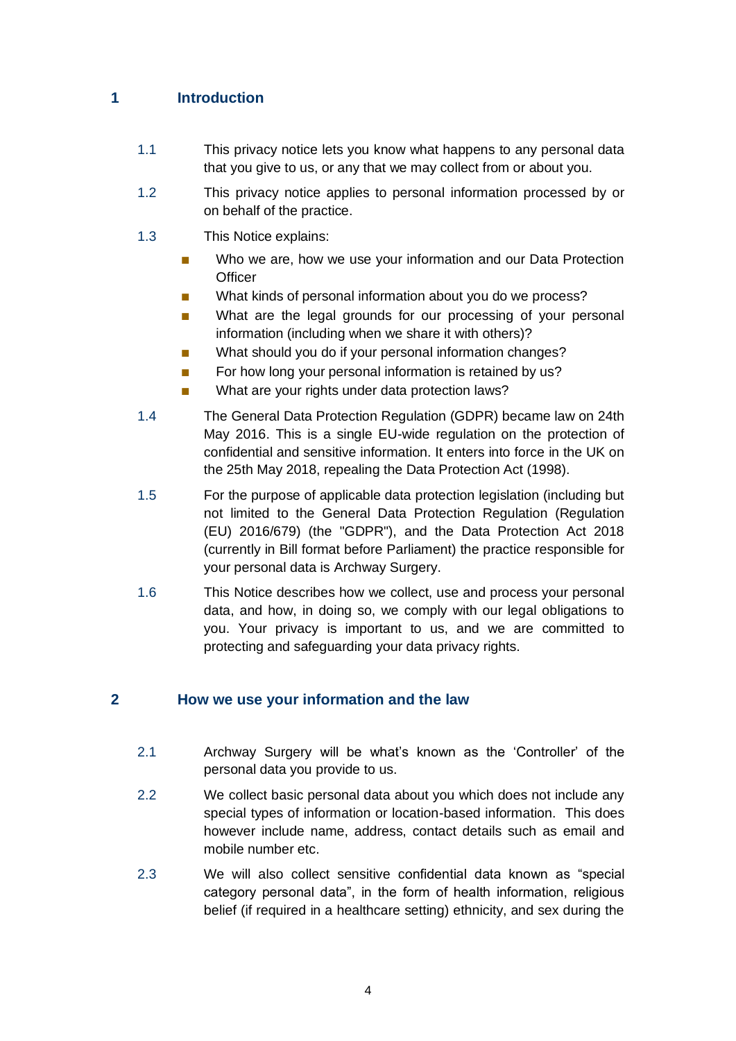## 1 Introduction

1.1 This privacy notice lets you know what happens to any personal data that you give to us, or any that we may collect from or about you.

1.2 This privacy notice applies to personal information processed by or on behalf of the practice.

1.3 This Notice explains:

- Who we are, how we use your information and our Data Protection Officer
- What kinds of personal information about you do we process?
- What are the legal grounds for our processing of your personal information (including when we share it with others)?
- What should you do if your personal information changes?
- For how long your personal information is retained by us?
- What are your rights under data protection laws?

1.4 The General Data Protection Regulation (GDPR) became law on 24th May 2016. This is a single EU-wide regulation on the protection of confidential and sensitive information. It enters into force in the UK on the 25th May 2018, repealing the Data Protection Act (1998).

1.5 For the purpose of applicable data protection legislation (including but not limited to the General Data Protection Regulation (Regulation (EU) 2016/679) (the "GDPR"), and the Data Protection Act 2018 (currently in Bill format before Parliament) the practice responsible for your personal data is Archway Surgery.

1.6 This Notice describes how we collect, use and process your personal data, and how, in doing so, we comply with our legal obligations to you. Your privacy is important to us, and we are committed to protecting and safeguarding your data privacy rights.

## 2 How we use your information and the law

2.1 Archway Surgery will be what's known as the 'Controller' of the personal data you provide to us.

2.2 We collect basic personal data about you which does not include any special types of information or location-based information. This does however include name, address, contact details such as email and mobile number etc.

2.3 We will also collect sensitive confidential data known as "special category personal data", in the form of health information, religious belief (if required in a healthcare setting) ethnicity, and sex during the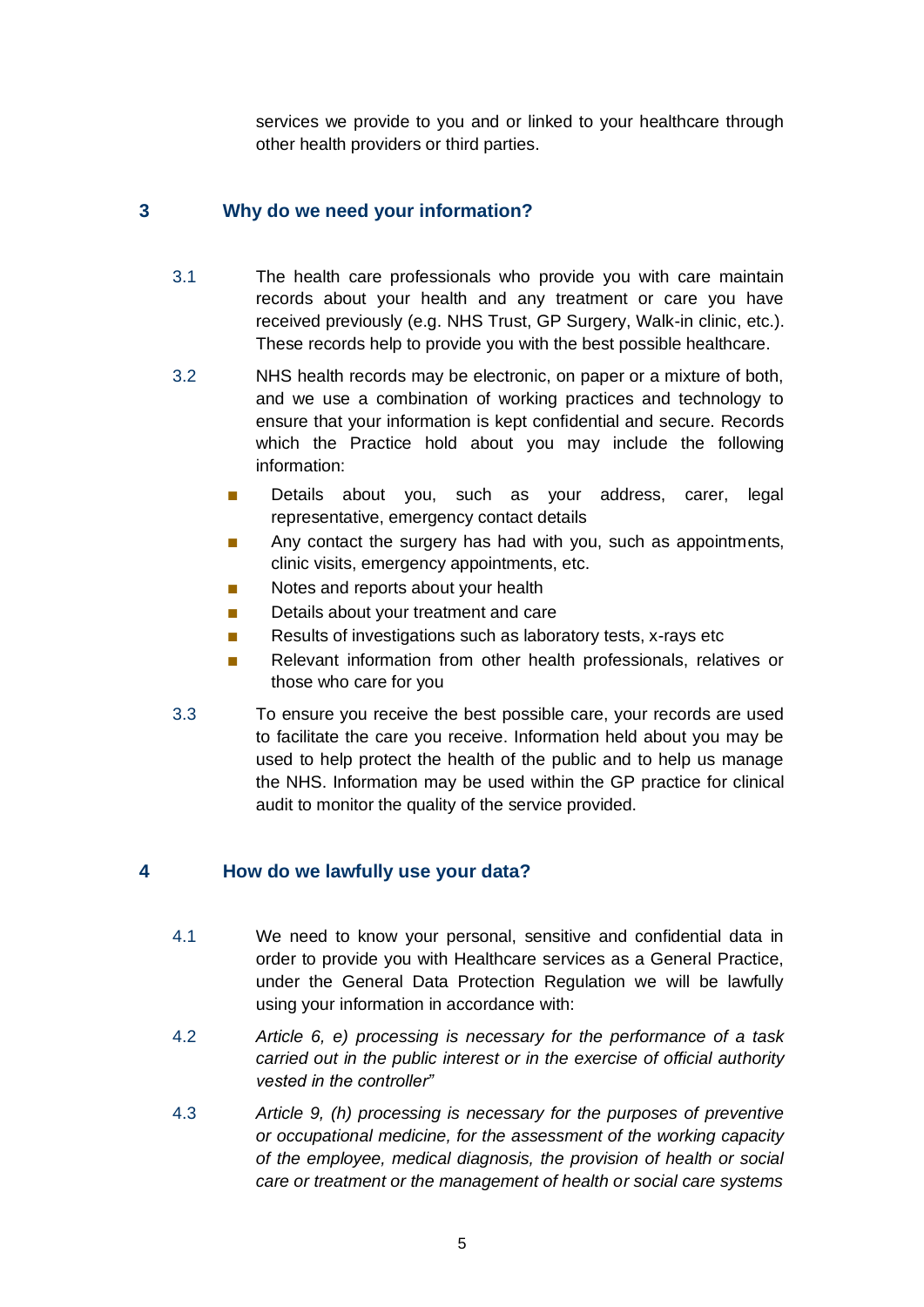services we provide to you and or linked to your healthcare through other health providers or third parties.

## 3 Why do we need your information?

3.1 The health care professionals who provide you with care maintain records about your health and any treatment or care you have received previously (e.g. NHS Trust, GP Surgery, Walk-in clinic, etc.). These records help to provide you with the best possible healthcare.

3.2 NHS health records may be electronic, on paper or a mixture of both, and we use a combination of working practices and technology to ensure that your information is kept confidential and secure. Records which the Practice hold about you may include the following information:

- Details about you, such as your address, carer, legal representative, emergency contact details
- Any contact the surgery has had with you, such as appointments, clinic visits, emergency appointments, etc.
- Notes and reports about your health
- Details about your treatment and care
- Results of investigations such as laboratory tests, x-rays etc
- Relevant information from other health professionals, relatives or those who care for you

3.3 To ensure you receive the best possible care, your records are used to facilitate the care you receive. Information held about you may be used to help protect the health of the public and to help us manage the NHS. Information may be used within the GP practice for clinical audit to monitor the quality of the service provided.

## 4 How do we lawfully use your data?

4.1 We need to know your personal, sensitive and confidential data in order to provide you with Healthcare services as a General Practice, under the General Data Protection Regulation we will be lawfully using your information in accordance with:

4.2 *Article 6, e) processing is necessary for the performance of a task carried out in the public interest or in the exercise of official authority vested in the controller"*

4.3 *Article 9, (h) processing is necessary for the purposes of preventive or occupational medicine, for the assessment of the working capacity of the employee, medical diagnosis, the provision of health or social care or treatment or the management of health or social care systems*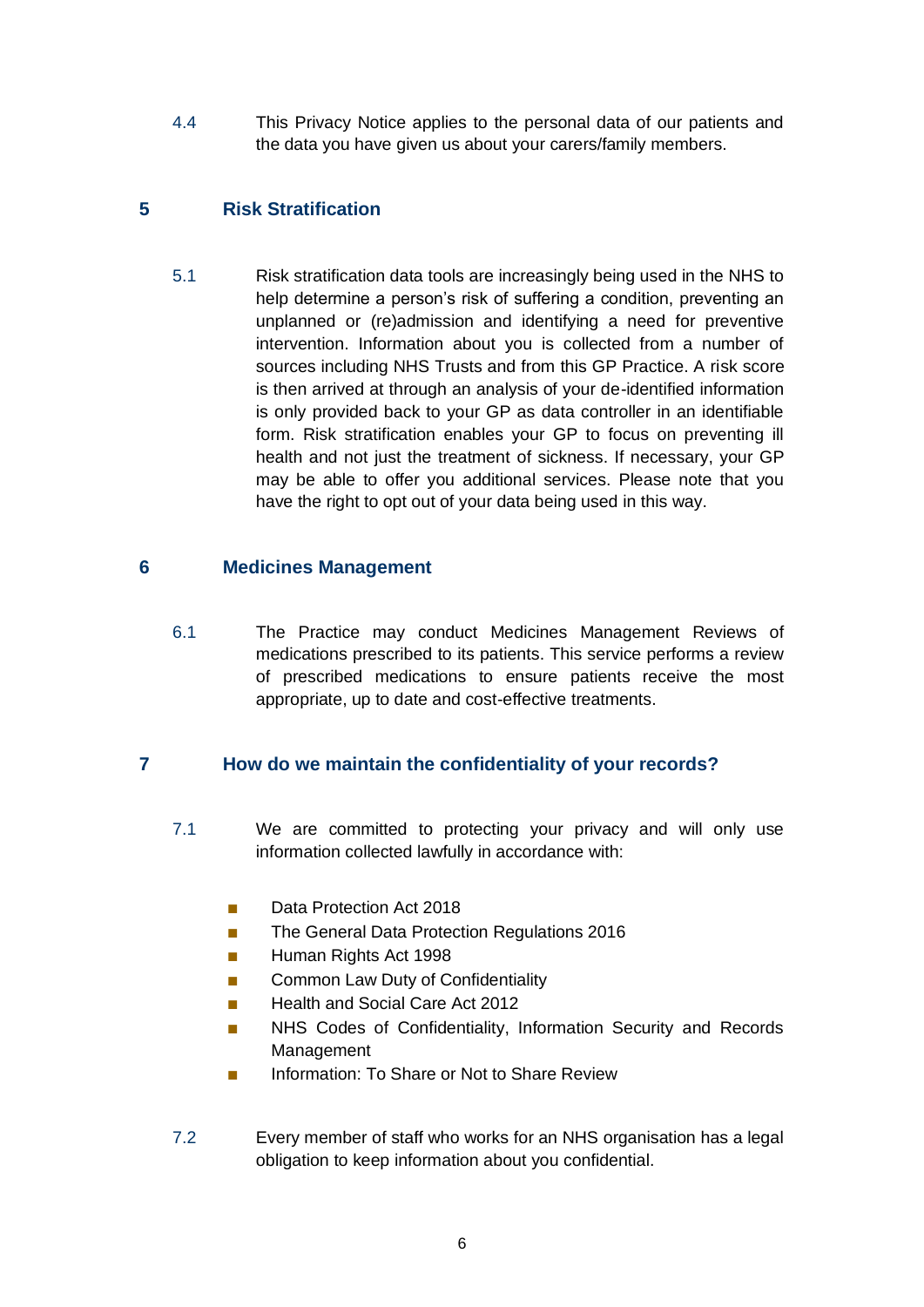4.4 This Privacy Notice applies to the personal data of our patients and the data you have given us about your carers/family members.

## 5 Risk Stratification

5.1 Risk stratification data tools are increasingly being used in the NHS to help determine a person's risk of suffering a condition, preventing an unplanned or (re)admission and identifying a need for preventive intervention. Information about you is collected from a number of sources including NHS Trusts and from this GP Practice. A risk score is then arrived at through an analysis of your de-identified information is only provided back to your GP as data controller in an identifiable form. Risk stratification enables your GP to focus on preventing ill health and not just the treatment of sickness. If necessary, your GP may be able to offer you additional services. Please note that you have the right to opt out of your data being used in this way.

## 6 Medicines Management

6.1 The Practice may conduct Medicines Management Reviews of medications prescribed to its patients. This service performs a review of prescribed medications to ensure patients receive the most appropriate, up to date and cost-effective treatments.

## 7 How do we maintain the confidentiality of your records?

7.1 We are committed to protecting your privacy and will only use information collected lawfully in accordance with:

- Data Protection Act 2018
- The General Data Protection Regulations 2016
- Human Rights Act 1998
- Common Law Duty of Confidentiality
- Health and Social Care Act 2012
- NHS Codes of Confidentiality, Information Security and Records Management
- Information: To Share or Not to Share Review

7.2 Every member of staff who works for an NHS organisation has a legal obligation to keep information about you confidential.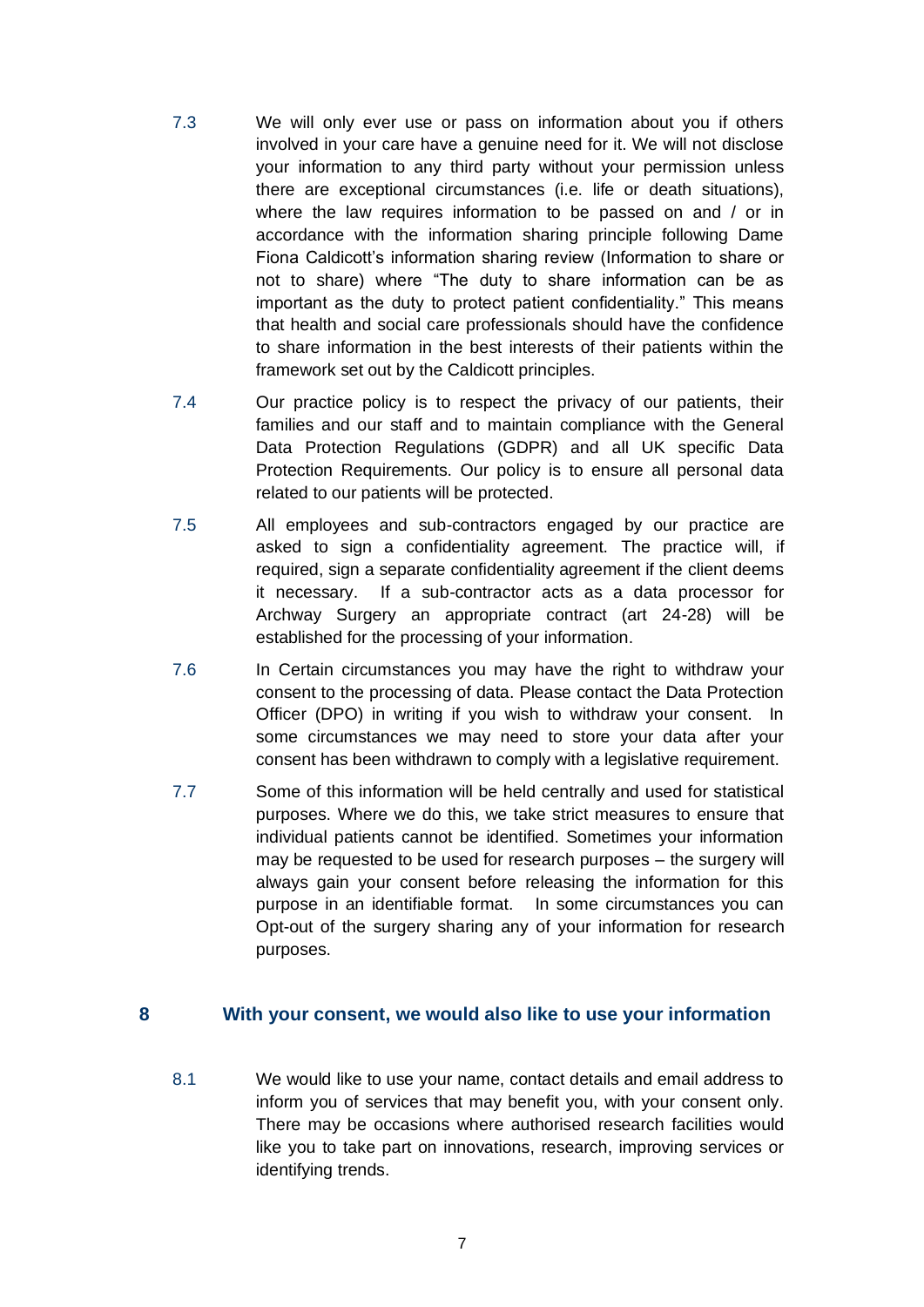7.3 We will only ever use or pass on information about you if others involved in your care have a genuine need for it. We will not disclose your information to any third party without your permission unless there are exceptional circumstances (i.e. life or death situations), where the law requires information to be passed on and / or in accordance with the information sharing principle following Dame Fiona Caldicott's information sharing review (Information to share or not to share) where "The duty to share information can be as important as the duty to protect patient confidentiality." This means that health and social care professionals should have the confidence to share information in the best interests of their patients within the framework set out by the Caldicott principles.

7.4 Our practice policy is to respect the privacy of our patients, their families and our staff and to maintain compliance with the General Data Protection Regulations (GDPR) and all UK specific Data Protection Requirements. Our policy is to ensure all personal data related to our patients will be protected.

7.5 All employees and sub-contractors engaged by our practice are asked to sign a confidentiality agreement. The practice will, if required, sign a separate confidentiality agreement if the client deems it necessary. If a sub-contractor acts as a data processor for Archway Surgery an appropriate contract (art 24-28) will be established for the processing of your information.

7.6 In Certain circumstances you may have the right to withdraw your consent to the processing of data. Please contact the Data Protection Officer (DPO) in writing if you wish to withdraw your consent. In some circumstances we may need to store your data after your consent has been withdrawn to comply with a legislative requirement.

7.7 Some of this information will be held centrally and used for statistical purposes. Where we do this, we take strict measures to ensure that individual patients cannot be identified. Sometimes your information may be requested to be used for research purposes – the surgery will always gain your consent before releasing the information for this purpose in an identifiable format. In some circumstances you can Opt-out of the surgery sharing any of your information for research purposes.

## 8 With your consent, we would also like to use your information

8.1 We would like to use your name, contact details and email address to inform you of services that may benefit you, with your consent only. There may be occasions where authorised research facilities would like you to take part on innovations, research, improving services or identifying trends.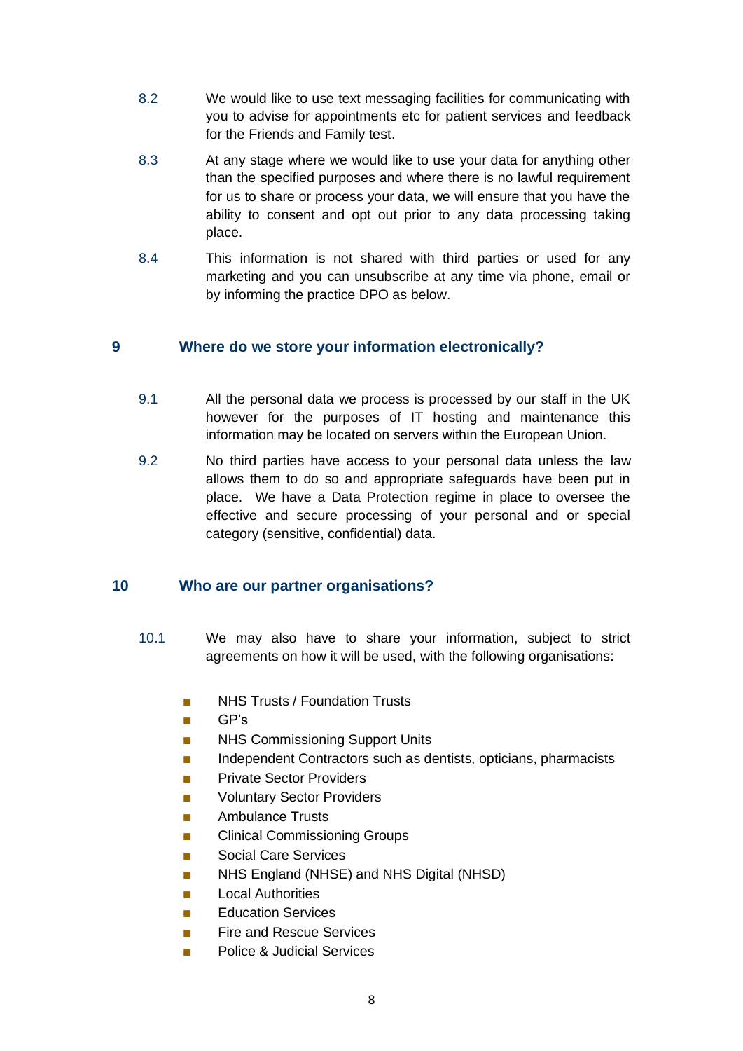8.2 We would like to use text messaging facilities for communicating with you to advise for appointments etc for patient services and feedback for the Friends and Family test.

8.3 At any stage where we would like to use your data for anything other than the specified purposes and where there is no lawful requirement for us to share or process your data, we will ensure that you have the ability to consent and opt out prior to any data processing taking place.

8.4 This information is not shared with third parties or used for any marketing and you can unsubscribe at any time via phone, email or by informing the practice DPO as below.

## 9 Where do we store your information electronically?

9.1 All the personal data we process is processed by our staff in the UK however for the purposes of IT hosting and maintenance this information may be located on servers within the European Union.

9.2 No third parties have access to your personal data unless the law allows them to do so and appropriate safeguards have been put in place. We have a Data Protection regime in place to oversee the effective and secure processing of your personal and or special category (sensitive, confidential) data.

## 10 Who are our partner organisations?

10.1 We may also have to share your information, subject to strict agreements on how it will be used, with the following organisations:

- NHS Trusts / Foundation Trusts
- GP's
- NHS Commissioning Support Units
- Independent Contractors such as dentists, opticians, pharmacists
- Private Sector Providers
- Voluntary Sector Providers
- Ambulance Trusts
- Clinical Commissioning Groups
- Social Care Services
- NHS England (NHSE) and NHS Digital (NHSD)
- Local Authorities
- Education Services
- Fire and Rescue Services
- Police & Judicial Services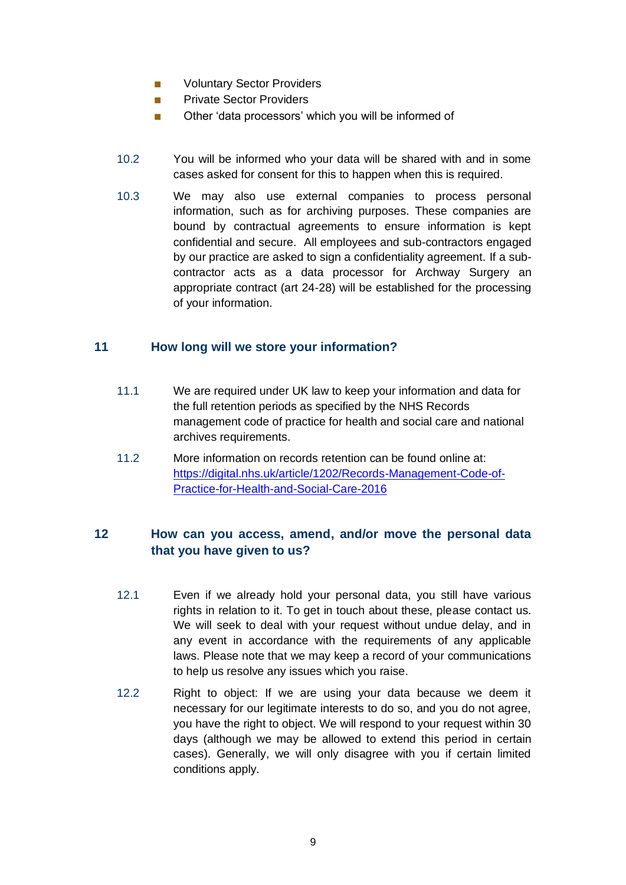- Voluntary Sector Providers
- Private Sector Providers
- Other 'data processors' which you will be informed of

10.2 You will be informed who your data will be shared with and in some cases asked for consent for this to happen when this is required.

10.3 We may also use external companies to process personal information, such as for archiving purposes. These companies are bound by contractual agreements to ensure information is kept confidential and secure. All employees and sub-contractors engaged by our practice are asked to sign a confidentiality agreement. If a sub-contractor acts as a data processor for Archway Surgery an appropriate contract (art 24-28) will be established for the processing of your information.

## 11 How long will we store your information?

11.1 We are required under UK law to keep your information and data for the full retention periods as specified by the NHS Records management code of practice for health and social care and national archives requirements.

11.2 More information on records retention can be found online at: [https://digital.nhs.uk/article/1202/Records-Management-Code-of-Practice-for-Health-and-Social-Care-2016](https://digital.nhs.uk/article/1202/Records-Management-Code-of-Practice-for-Health-and-Social-Care-2016)

## 12 How can you access, amend, and/or move the personal data that you have given to us?

12.1 Even if we already hold your personal data, you still have various rights in relation to it. To get in touch about these, please contact us. We will seek to deal with your request without undue delay, and in any event in accordance with the requirements of any applicable laws. Please note that we may keep a record of your communications to help us resolve any issues which you raise.

12.2 Right to object: If we are using your data because we deem it necessary for our legitimate interests to do so, and you do not agree, you have the right to object. We will respond to your request within 30 days (although we may be allowed to extend this period in certain cases). Generally, we will only disagree with you if certain limited conditions apply.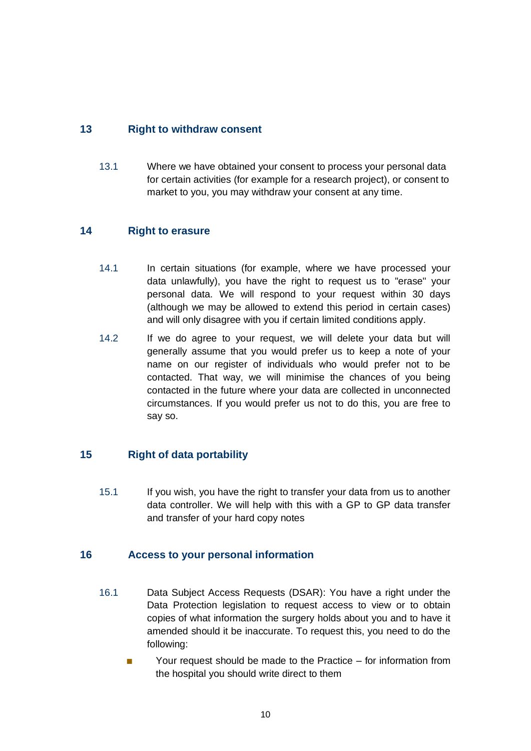## 13 Right to withdraw consent

13.1 Where we have obtained your consent to process your personal data for certain activities (for example for a research project), or consent to market to you, you may withdraw your consent at any time.

## 14 Right to erasure

14.1 In certain situations (for example, where we have processed your data unlawfully), you have the right to request us to "erase" your personal data. We will respond to your request within 30 days (although we may be allowed to extend this period in certain cases) and will only disagree with you if certain limited conditions apply.

14.2 If we do agree to your request, we will delete your data but will generally assume that you would prefer us to keep a note of your name on our register of individuals who would prefer not to be contacted. That way, we will minimise the chances of you being contacted in the future where your data are collected in unconnected circumstances. If you would prefer us not to do this, you are free to say so.

## 15 Right of data portability

15.1 If you wish, you have the right to transfer your data from us to another data controller. We will help with this with a GP to GP data transfer and transfer of your hard copy notes

## 16 Access to your personal information

16.1 Data Subject Access Requests (DSAR): You have a right under the Data Protection legislation to request access to view or to obtain copies of what information the surgery holds about you and to have it amended should it be inaccurate. To request this, you need to do the following:

- Your request should be made to the Practice – for information from the hospital you should write direct to them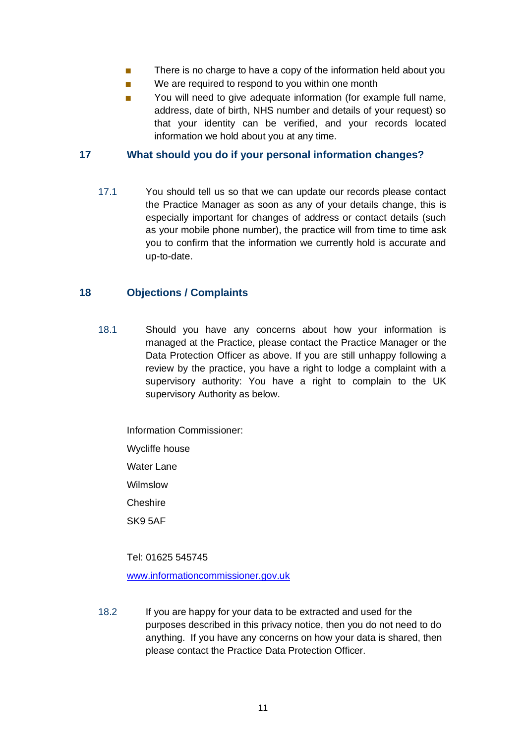- There is no charge to have a copy of the information held about you
- We are required to respond to you within one month
- You will need to give adequate information (for example full name, address, date of birth, NHS number and details of your request) so that your identity can be verified, and your records located information we hold about you at any time.

## 17 What should you do if your personal information changes?

17.1 You should tell us so that we can update our records please contact the Practice Manager as soon as any of your details change, this is especially important for changes of address or contact details (such as your mobile phone number), the practice will from time to time ask you to confirm that the information we currently hold is accurate and up-to-date.

## 18 Objections / Complaints

18.1 Should you have any concerns about how your information is managed at the Practice, please contact the Practice Manager or the Data Protection Officer as above. If you are still unhappy following a review by the practice, you have a right to lodge a complaint with a supervisory authority: You have a right to complain to the UK supervisory Authority as below.

Information Commissioner:

Wycliffe house

Water Lane

Wilmslow

Cheshire

SK9 5AF

Tel: 01625 545745

[www.informationcommissioner.gov.uk](http://www.informationcommissioner.gov.uk)

18.2 If you are happy for your data to be extracted and used for the purposes described in this privacy notice, then you do not need to do anything. If you have any concerns on how your data is shared, then please contact the Practice Data Protection Officer.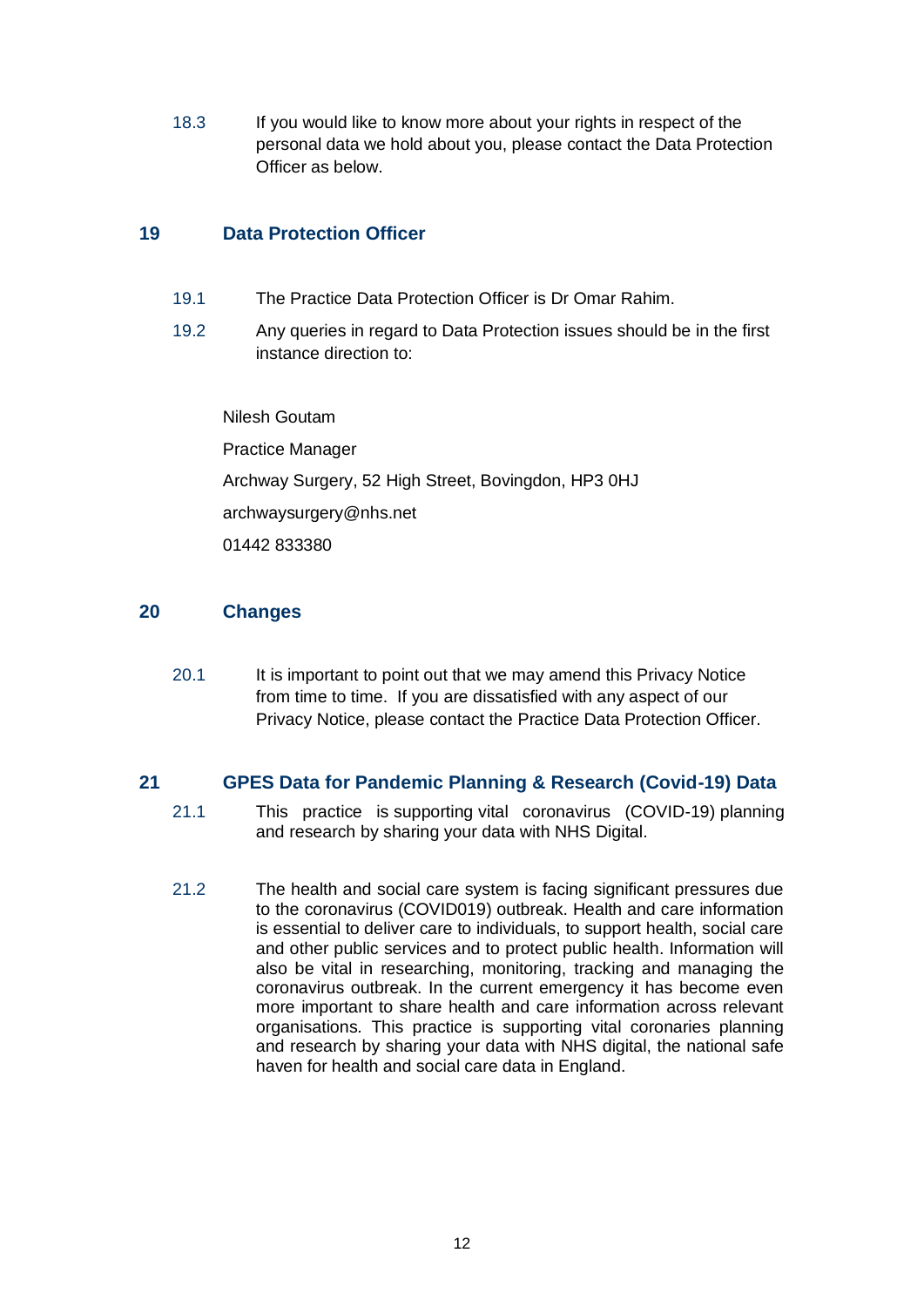18.3 If you would like to know more about your rights in respect of the personal data we hold about you, please contact the Data Protection Officer as below.

## 19 Data Protection Officer

19.1 The Practice Data Protection Officer is Dr Omar Rahim.

19.2 Any queries in regard to Data Protection issues should be in the first instance direction to:

Nilesh Goutam

Practice Manager

Archway Surgery, 52 High Street, Bovingdon, HP3 0HJ

archwaysurgery@nhs.net

01442 833380

## 20 Changes

20.1 It is important to point out that we may amend this Privacy Notice from time to time. If you are dissatisfied with any aspect of our Privacy Notice, please contact the Practice Data Protection Officer.

## 21 GPES Data for Pandemic Planning & Research (Covid-19) Data

21.1 This practice is supporting vital coronavirus (COVID-19) planning and research by sharing your data with NHS Digital.

21.2 The health and social care system is facing significant pressures due to the coronavirus (COVID019) outbreak. Health and care information is essential to deliver care to individuals, to support health, social care and other public services and to protect public health. Information will also be vital in researching, monitoring, tracking and managing the coronavirus outbreak. In the current emergency it has become even more important to share health and care information across relevant organisations. This practice is supporting vital coronaries planning and research by sharing your data with NHS digital, the national safe haven for health and social care data in England.